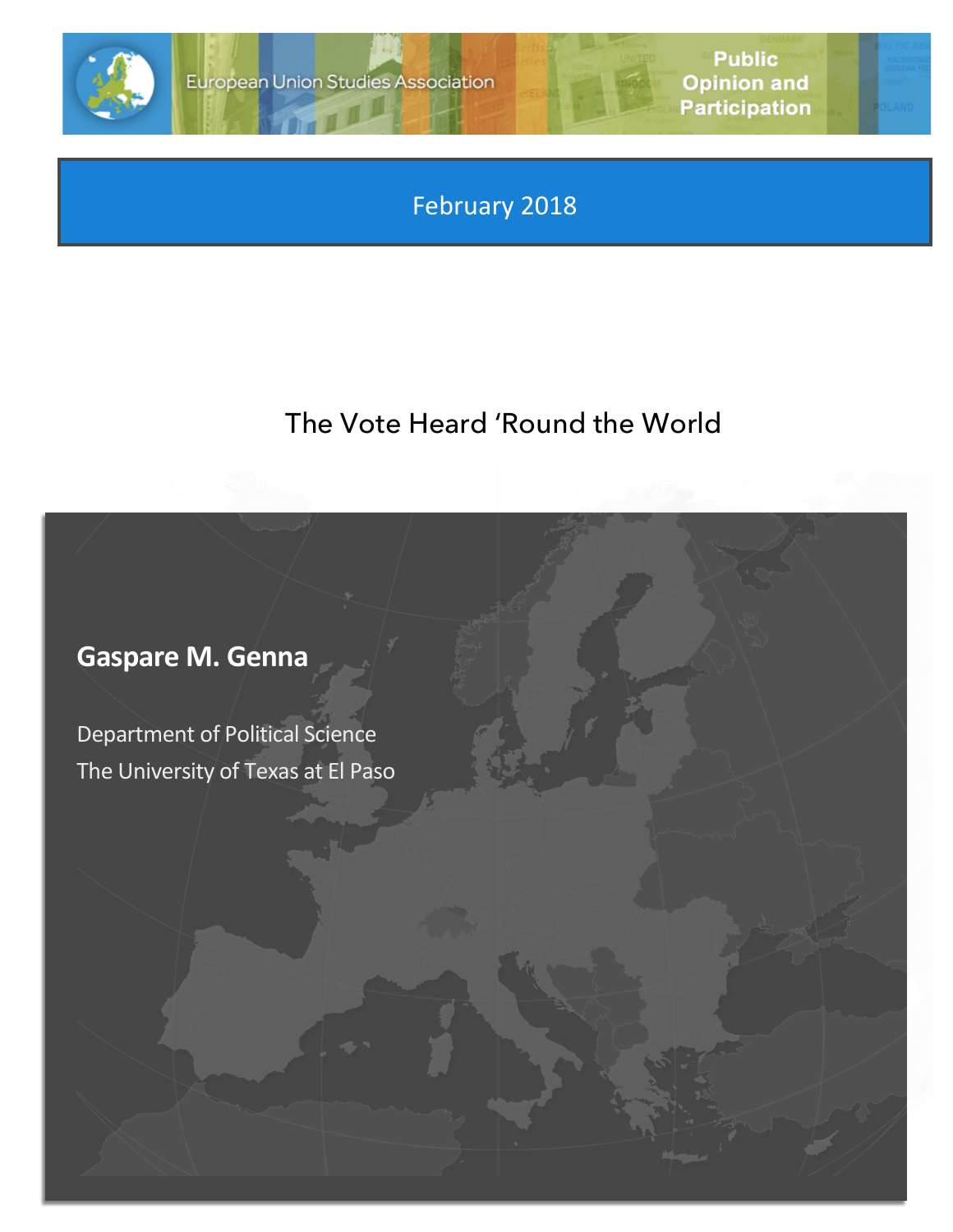European Union Studies Association

Public Opinion and Participation

February 2018

# The Vote Heard 'Round the World

**Gaspare M. Genna**

Department of Political Science
The University of Texas at El Paso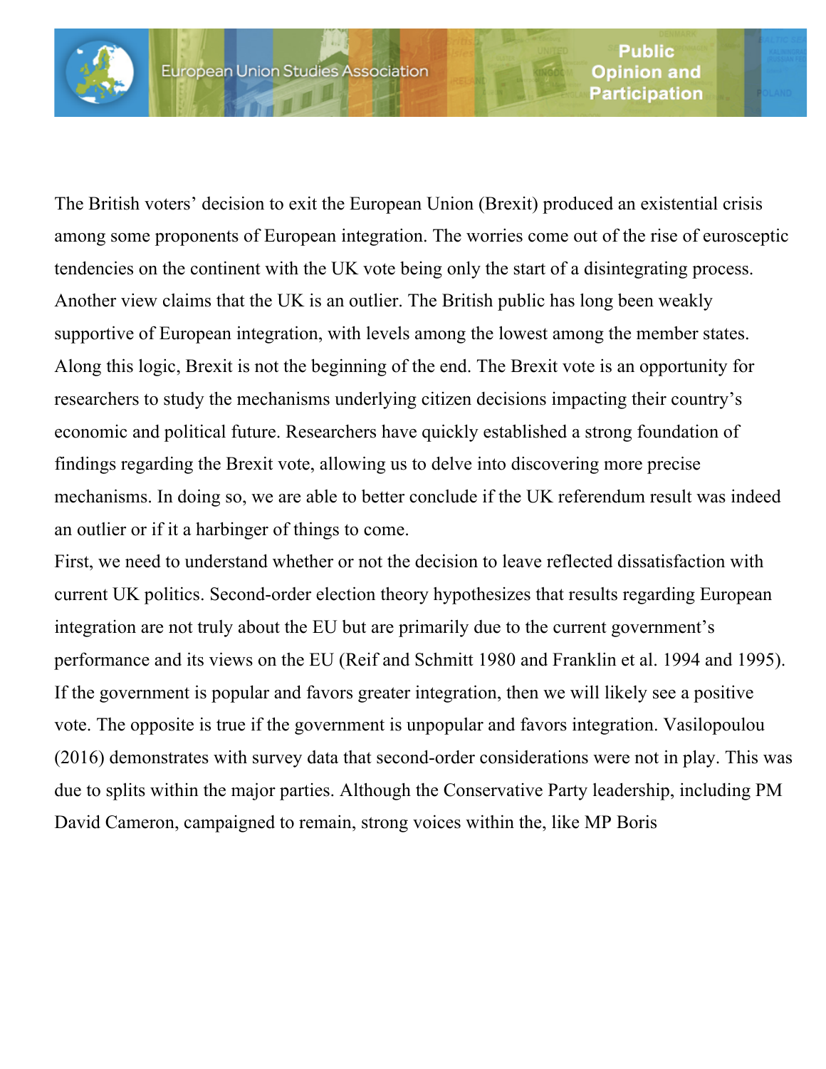The British voters' decision to exit the European Union (Brexit) produced an existential crisis among some proponents of European integration. The worries come out of the rise of eurosceptic tendencies on the continent with the UK vote being only the start of a disintegrating process. Another view claims that the UK is an outlier. The British public has long been weakly supportive of European integration, with levels among the lowest among the member states. Along this logic, Brexit is not the beginning of the end. The Brexit vote is an opportunity for researchers to study the mechanisms underlying citizen decisions impacting their country's economic and political future. Researchers have quickly established a strong foundation of findings regarding the Brexit vote, allowing us to delve into discovering more precise mechanisms. In doing so, we are able to better conclude if the UK referendum result was indeed an outlier or if it a harbinger of things to come.

First, we need to understand whether or not the decision to leave reflected dissatisfaction with current UK politics. Second-order election theory hypothesizes that results regarding European integration are not truly about the EU but are primarily due to the current government's performance and its views on the EU (Reif and Schmitt 1980 and Franklin et al. 1994 and 1995). If the government is popular and favors greater integration, then we will likely see a positive vote. The opposite is true if the government is unpopular and favors integration. Vasilopoulou (2016) demonstrates with survey data that second-order considerations were not in play. This was due to splits within the major parties. Although the Conservative Party leadership, including PM David Cameron, campaigned to remain, strong voices within the, like MP Boris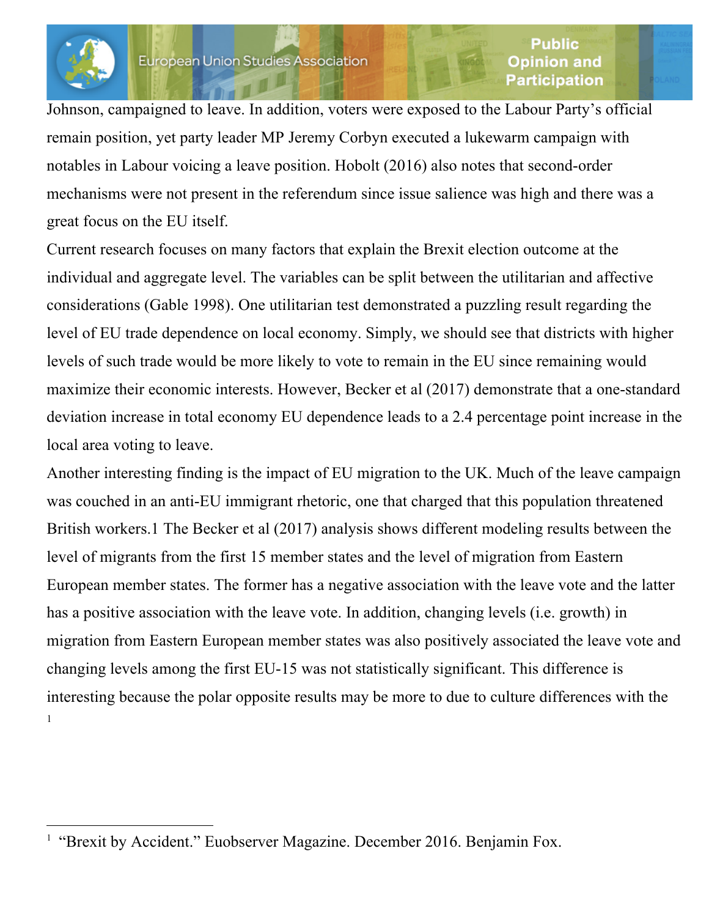Johnson, campaigned to leave. In addition, voters were exposed to the Labour Party's official remain position, yet party leader MP Jeremy Corbyn executed a lukewarm campaign with notables in Labour voicing a leave position. Hobolt (2016) also notes that second-order mechanisms were not present in the referendum since issue salience was high and there was a great focus on the EU itself.

Current research focuses on many factors that explain the Brexit election outcome at the individual and aggregate level. The variables can be split between the utilitarian and affective considerations (Gable 1998). One utilitarian test demonstrated a puzzling result regarding the level of EU trade dependence on local economy. Simply, we should see that districts with higher levels of such trade would be more likely to vote to remain in the EU since remaining would maximize their economic interests. However, Becker et al (2017) demonstrate that a one-standard deviation increase in total economy EU dependence leads to a 2.4 percentage point increase in the local area voting to leave.

Another interesting finding is the impact of EU migration to the UK. Much of the leave campaign was couched in an anti-EU immigrant rhetoric, one that charged that this population threatened British workers.[1] The Becker et al (2017) analysis shows different modeling results between the level of migrants from the first 15 member states and the level of migration from Eastern European member states. The former has a negative association with the leave vote and the latter has a positive association with the leave vote. In addition, changing levels (i.e. growth) in migration from Eastern European member states was also positively associated the leave vote and changing levels among the first EU-15 was not statistically significant. This difference is interesting because the polar opposite results may be more to due to culture differences with the

[1] "Brexit by Accident." Euobserver Magazine. December 2016. Benjamin Fox.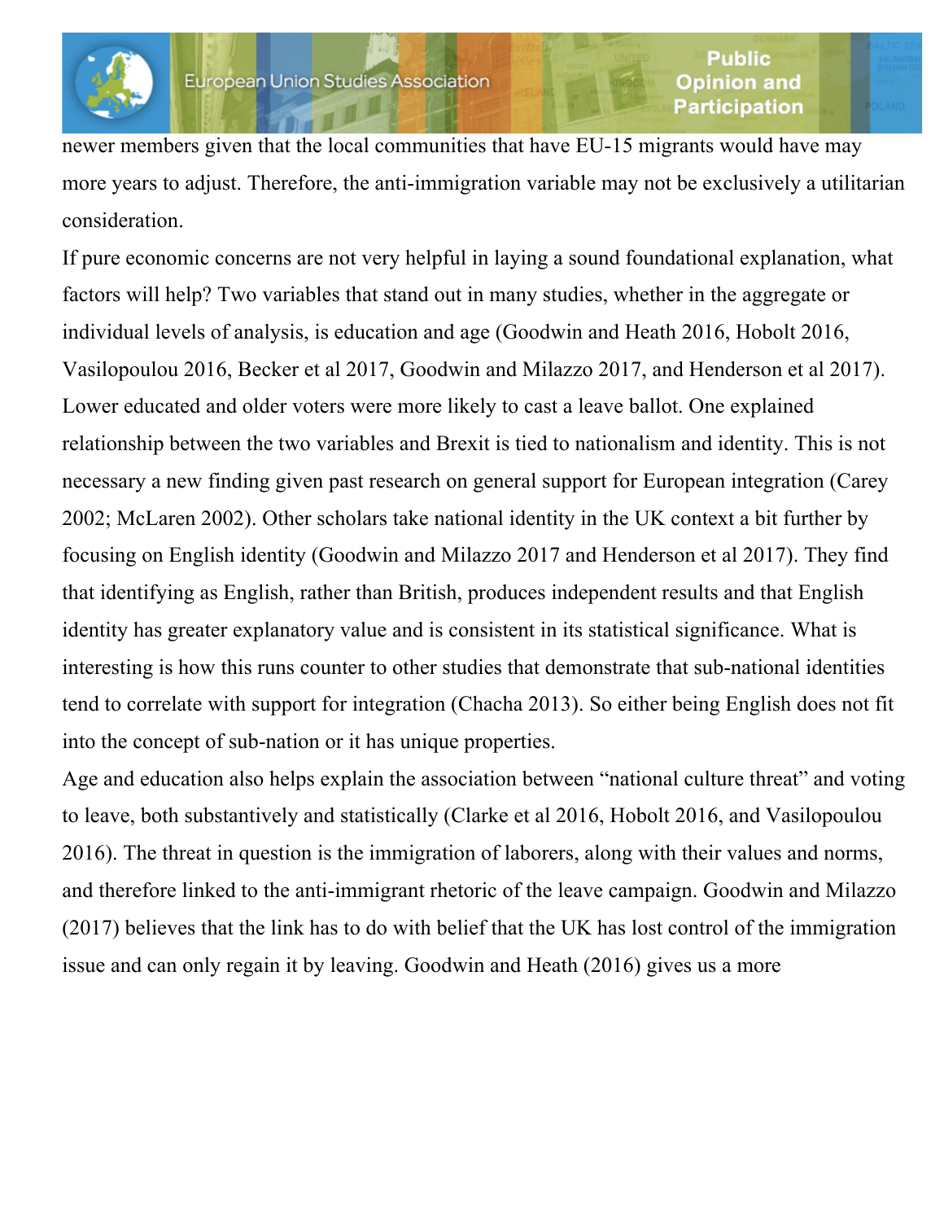newer members given that the local communities that have EU-15 migrants would have may more years to adjust. Therefore, the anti-immigration variable may not be exclusively a utilitarian consideration.

If pure economic concerns are not very helpful in laying a sound foundational explanation, what factors will help? Two variables that stand out in many studies, whether in the aggregate or individual levels of analysis, is education and age (Goodwin and Heath 2016, Hobolt 2016, Vasilopoulou 2016, Becker et al 2017, Goodwin and Milazzo 2017, and Henderson et al 2017). Lower educated and older voters were more likely to cast a leave ballot. One explained relationship between the two variables and Brexit is tied to nationalism and identity. This is not necessary a new finding given past research on general support for European integration (Carey 2002; McLaren 2002). Other scholars take national identity in the UK context a bit further by focusing on English identity (Goodwin and Milazzo 2017 and Henderson et al 2017). They find that identifying as English, rather than British, produces independent results and that English identity has greater explanatory value and is consistent in its statistical significance. What is interesting is how this runs counter to other studies that demonstrate that sub-national identities tend to correlate with support for integration (Chacha 2013). So either being English does not fit into the concept of sub-nation or it has unique properties.

Age and education also helps explain the association between "national culture threat" and voting to leave, both substantively and statistically (Clarke et al 2016, Hobolt 2016, and Vasilopoulou 2016). The threat in question is the immigration of laborers, along with their values and norms, and therefore linked to the anti-immigrant rhetoric of the leave campaign. Goodwin and Milazzo (2017) believes that the link has to do with belief that the UK has lost control of the immigration issue and can only regain it by leaving. Goodwin and Heath (2016) gives us a more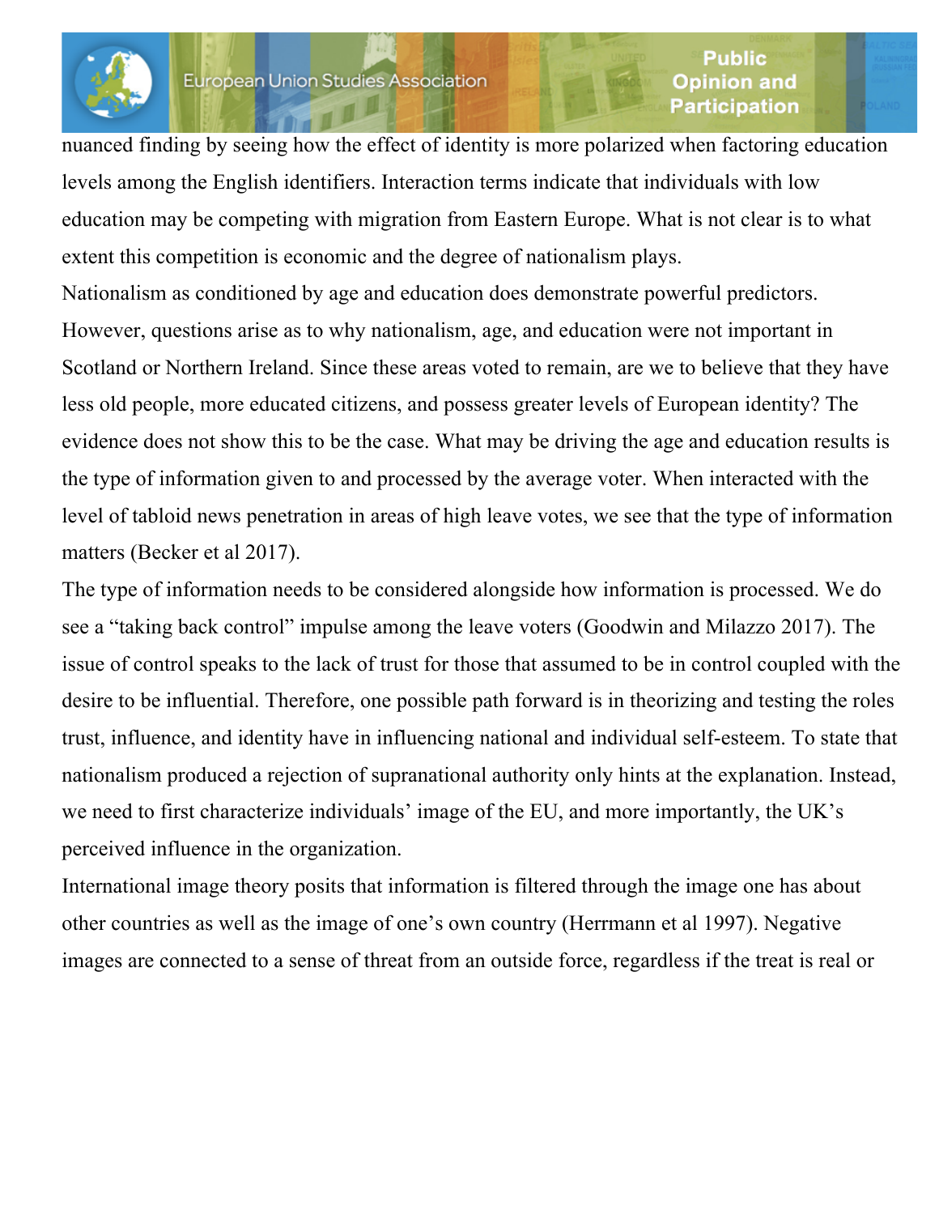nuanced finding by seeing how the effect of identity is more polarized when factoring education levels among the English identifiers. Interaction terms indicate that individuals with low education may be competing with migration from Eastern Europe. What is not clear is to what extent this competition is economic and the degree of nationalism plays.

Nationalism as conditioned by age and education does demonstrate powerful predictors. However, questions arise as to why nationalism, age, and education were not important in Scotland or Northern Ireland. Since these areas voted to remain, are we to believe that they have less old people, more educated citizens, and possess greater levels of European identity? The evidence does not show this to be the case. What may be driving the age and education results is the type of information given to and processed by the average voter. When interacted with the level of tabloid news penetration in areas of high leave votes, we see that the type of information matters (Becker et al 2017).

The type of information needs to be considered alongside how information is processed. We do see a "taking back control" impulse among the leave voters (Goodwin and Milazzo 2017). The issue of control speaks to the lack of trust for those that assumed to be in control coupled with the desire to be influential. Therefore, one possible path forward is in theorizing and testing the roles trust, influence, and identity have in influencing national and individual self-esteem. To state that nationalism produced a rejection of supranational authority only hints at the explanation. Instead, we need to first characterize individuals' image of the EU, and more importantly, the UK's perceived influence in the organization.

International image theory posits that information is filtered through the image one has about other countries as well as the image of one's own country (Herrmann et al 1997). Negative images are connected to a sense of threat from an outside force, regardless if the treat is real or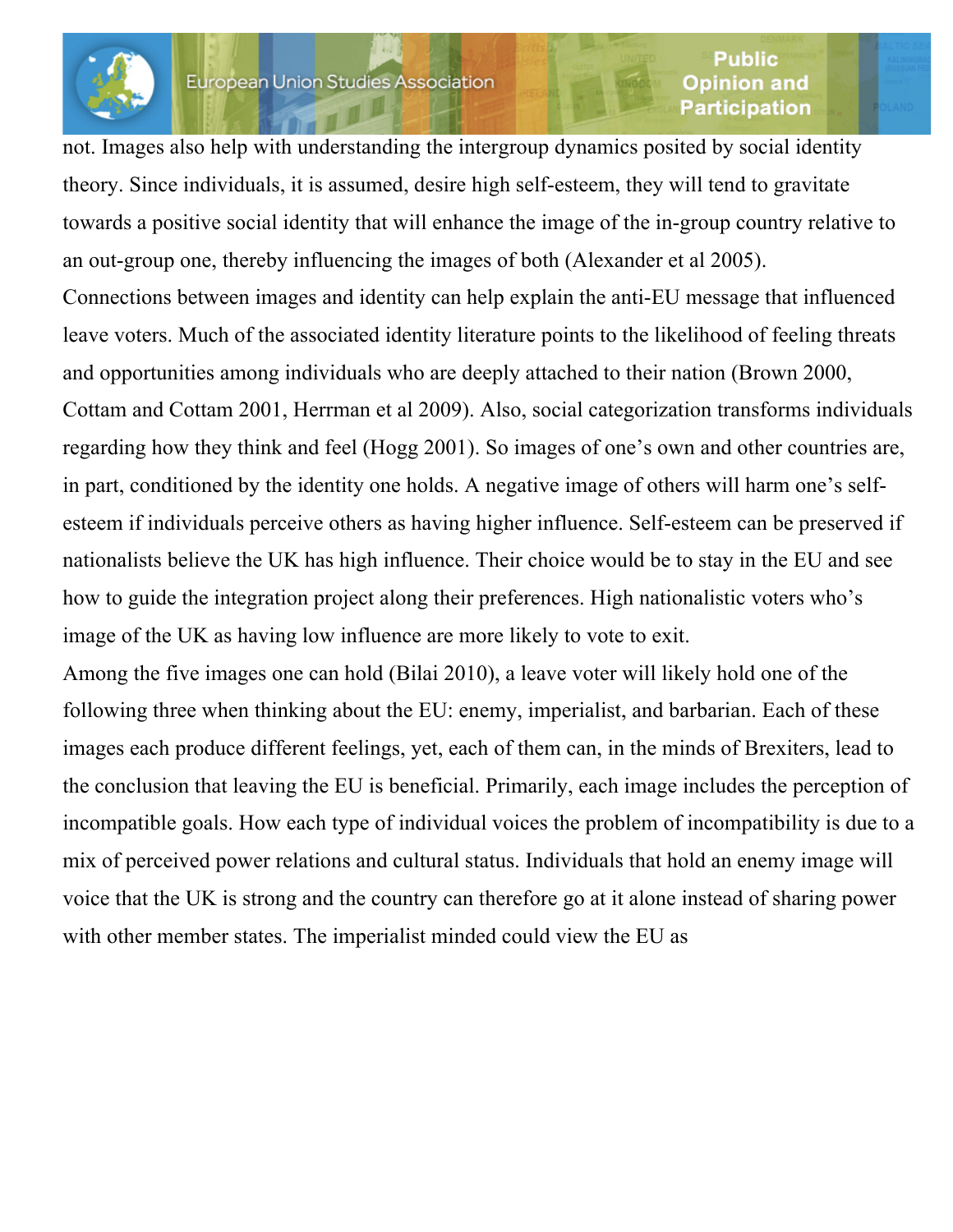not. Images also help with understanding the intergroup dynamics posited by social identity theory. Since individuals, it is assumed, desire high self-esteem, they will tend to gravitate towards a positive social identity that will enhance the image of the in-group country relative to an out-group one, thereby influencing the images of both (Alexander et al 2005).

Connections between images and identity can help explain the anti-EU message that influenced leave voters. Much of the associated identity literature points to the likelihood of feeling threats and opportunities among individuals who are deeply attached to their nation (Brown 2000, Cottam and Cottam 2001, Herrman et al 2009). Also, social categorization transforms individuals regarding how they think and feel (Hogg 2001). So images of one's own and other countries are, in part, conditioned by the identity one holds. A negative image of others will harm one's self-esteem if individuals perceive others as having higher influence. Self-esteem can be preserved if nationalists believe the UK has high influence. Their choice would be to stay in the EU and see how to guide the integration project along their preferences. High nationalistic voters who's image of the UK as having low influence are more likely to vote to exit.

Among the five images one can hold (Bilai 2010), a leave voter will likely hold one of the following three when thinking about the EU: enemy, imperialist, and barbarian. Each of these images each produce different feelings, yet, each of them can, in the minds of Brexiters, lead to the conclusion that leaving the EU is beneficial. Primarily, each image includes the perception of incompatible goals. How each type of individual voices the problem of incompatibility is due to a mix of perceived power relations and cultural status. Individuals that hold an enemy image will voice that the UK is strong and the country can therefore go at it alone instead of sharing power with other member states. The imperialist minded could view the EU as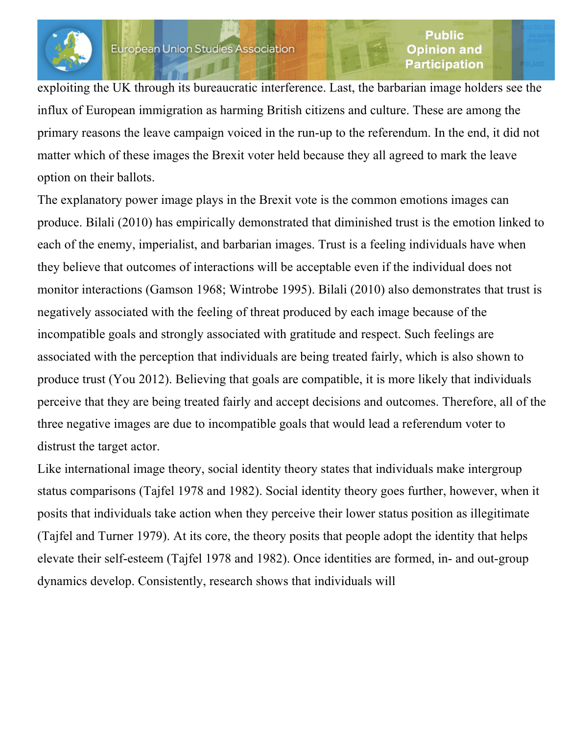exploiting the UK through its bureaucratic interference. Last, the barbarian image holders see the influx of European immigration as harming British citizens and culture. These are among the primary reasons the leave campaign voiced in the run-up to the referendum. In the end, it did not matter which of these images the Brexit voter held because they all agreed to mark the leave option on their ballots.

The explanatory power image plays in the Brexit vote is the common emotions images can produce. Bilali (2010) has empirically demonstrated that diminished trust is the emotion linked to each of the enemy, imperialist, and barbarian images. Trust is a feeling individuals have when they believe that outcomes of interactions will be acceptable even if the individual does not monitor interactions (Gamson 1968; Wintrobe 1995). Bilali (2010) also demonstrates that trust is negatively associated with the feeling of threat produced by each image because of the incompatible goals and strongly associated with gratitude and respect. Such feelings are associated with the perception that individuals are being treated fairly, which is also shown to produce trust (You 2012). Believing that goals are compatible, it is more likely that individuals perceive that they are being treated fairly and accept decisions and outcomes. Therefore, all of the three negative images are due to incompatible goals that would lead a referendum voter to distrust the target actor.

Like international image theory, social identity theory states that individuals make intergroup status comparisons (Tajfel 1978 and 1982). Social identity theory goes further, however, when it posits that individuals take action when they perceive their lower status position as illegitimate (Tajfel and Turner 1979). At its core, the theory posits that people adopt the identity that helps elevate their self-esteem (Tajfel 1978 and 1982). Once identities are formed, in- and out-group dynamics develop. Consistently, research shows that individuals will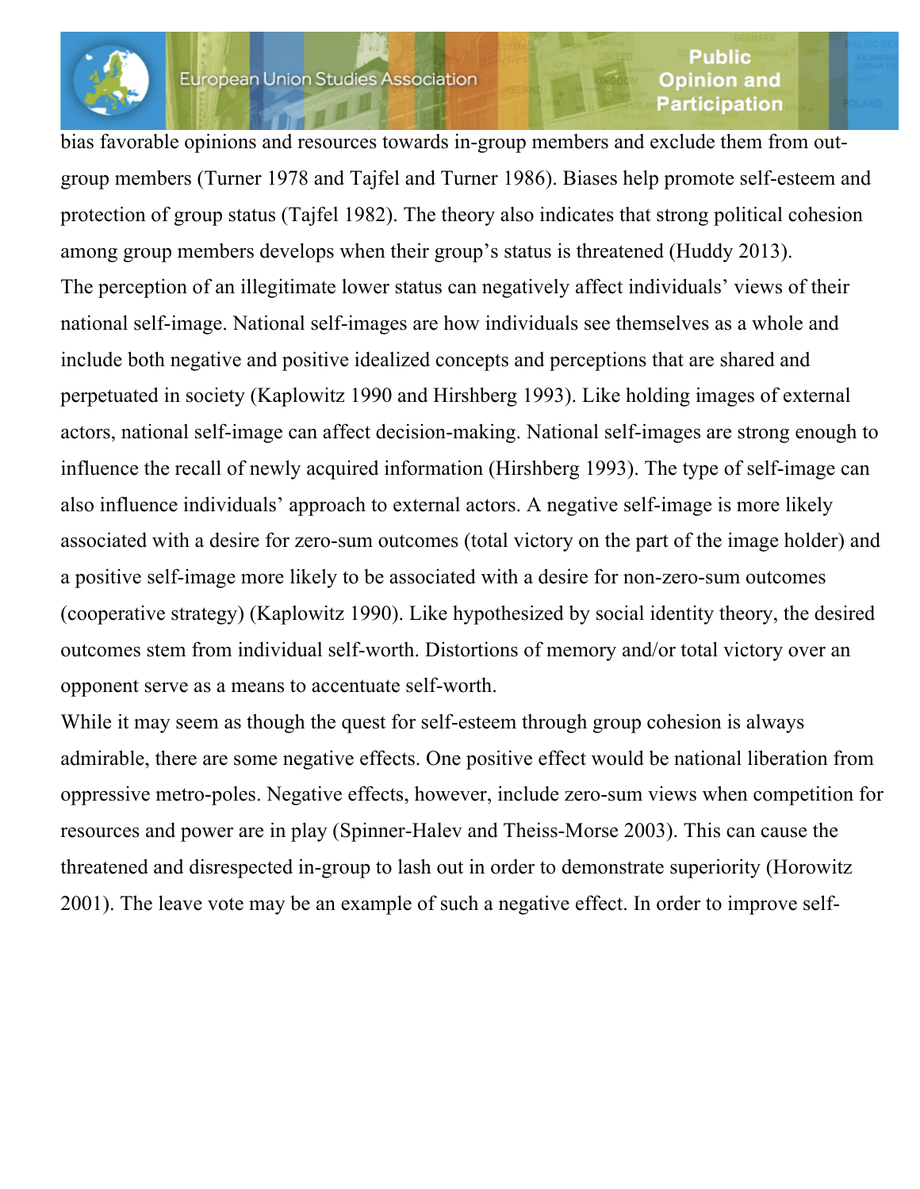bias favorable opinions and resources towards in-group members and exclude them from out-group members (Turner 1978 and Tajfel and Turner 1986). Biases help promote self-esteem and protection of group status (Tajfel 1982). The theory also indicates that strong political cohesion among group members develops when their group's status is threatened (Huddy 2013).

The perception of an illegitimate lower status can negatively affect individuals' views of their national self-image. National self-images are how individuals see themselves as a whole and include both negative and positive idealized concepts and perceptions that are shared and perpetuated in society (Kaplowitz 1990 and Hirshberg 1993). Like holding images of external actors, national self-image can affect decision-making. National self-images are strong enough to influence the recall of newly acquired information (Hirshberg 1993). The type of self-image can also influence individuals' approach to external actors. A negative self-image is more likely associated with a desire for zero-sum outcomes (total victory on the part of the image holder) and a positive self-image more likely to be associated with a desire for non-zero-sum outcomes (cooperative strategy) (Kaplowitz 1990). Like hypothesized by social identity theory, the desired outcomes stem from individual self-worth. Distortions of memory and/or total victory over an opponent serve as a means to accentuate self-worth.

While it may seem as though the quest for self-esteem through group cohesion is always admirable, there are some negative effects. One positive effect would be national liberation from oppressive metro-poles. Negative effects, however, include zero-sum views when competition for resources and power are in play (Spinner-Halev and Theiss-Morse 2003). This can cause the threatened and disrespected in-group to lash out in order to demonstrate superiority (Horowitz 2001). The leave vote may be an example of such a negative effect. In order to improve self-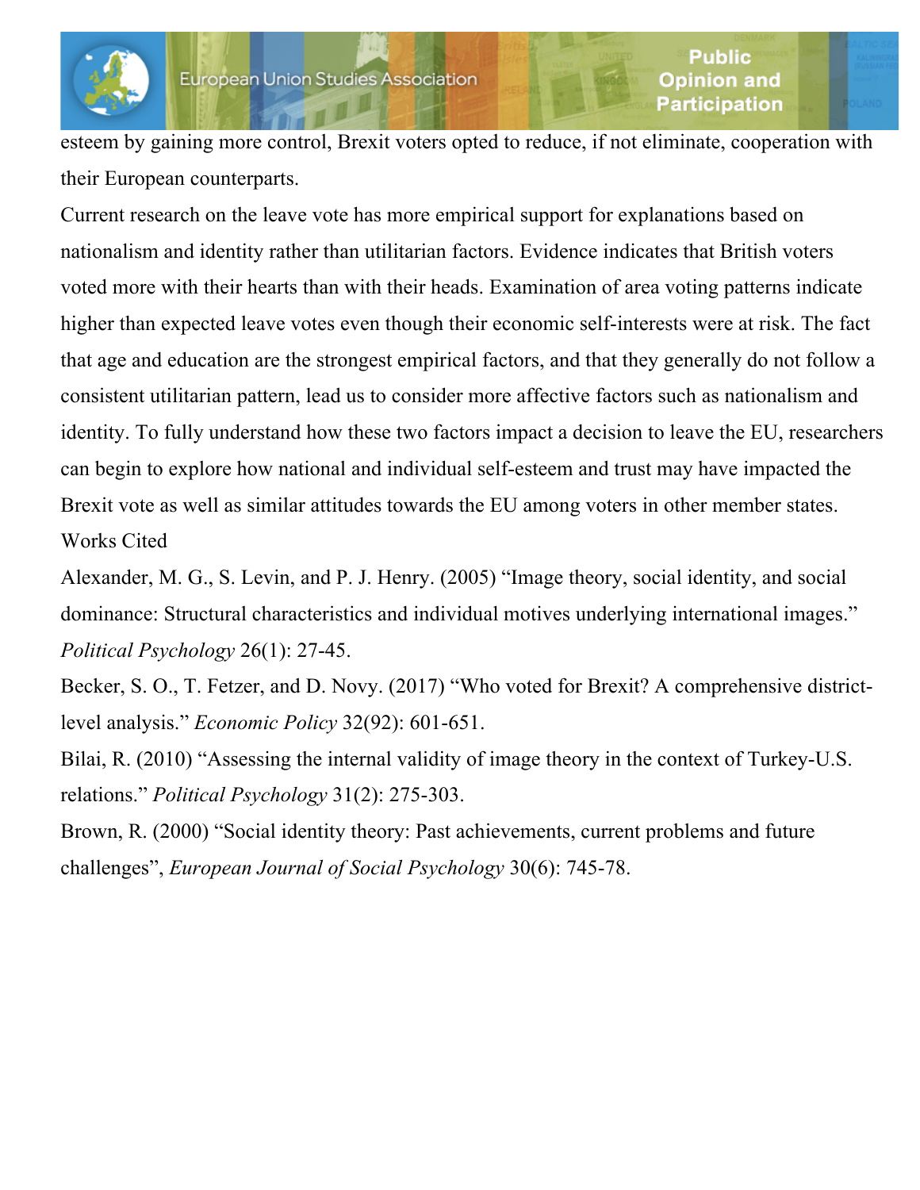esteem by gaining more control, Brexit voters opted to reduce, if not eliminate, cooperation with their European counterparts.

Current research on the leave vote has more empirical support for explanations based on nationalism and identity rather than utilitarian factors. Evidence indicates that British voters voted more with their hearts than with their heads. Examination of area voting patterns indicate higher than expected leave votes even though their economic self-interests were at risk. The fact that age and education are the strongest empirical factors, and that they generally do not follow a consistent utilitarian pattern, lead us to consider more affective factors such as nationalism and identity. To fully understand how these two factors impact a decision to leave the EU, researchers can begin to explore how national and individual self-esteem and trust may have impacted the Brexit vote as well as similar attitudes towards the EU among voters in other member states.

## Works Cited

Alexander, M. G., S. Levin, and P. J. Henry. (2005) "Image theory, social identity, and social dominance: Structural characteristics and individual motives underlying international images." *Political Psychology* 26(1): 27-45.

Becker, S. O., T. Fetzer, and D. Novy. (2017) "Who voted for Brexit? A comprehensive district-level analysis." *Economic Policy* 32(92): 601-651.

Bilai, R. (2010) "Assessing the internal validity of image theory in the context of Turkey-U.S. relations." *Political Psychology* 31(2): 275-303.

Brown, R. (2000) "Social identity theory: Past achievements, current problems and future challenges", *European Journal of Social Psychology* 30(6): 745-78.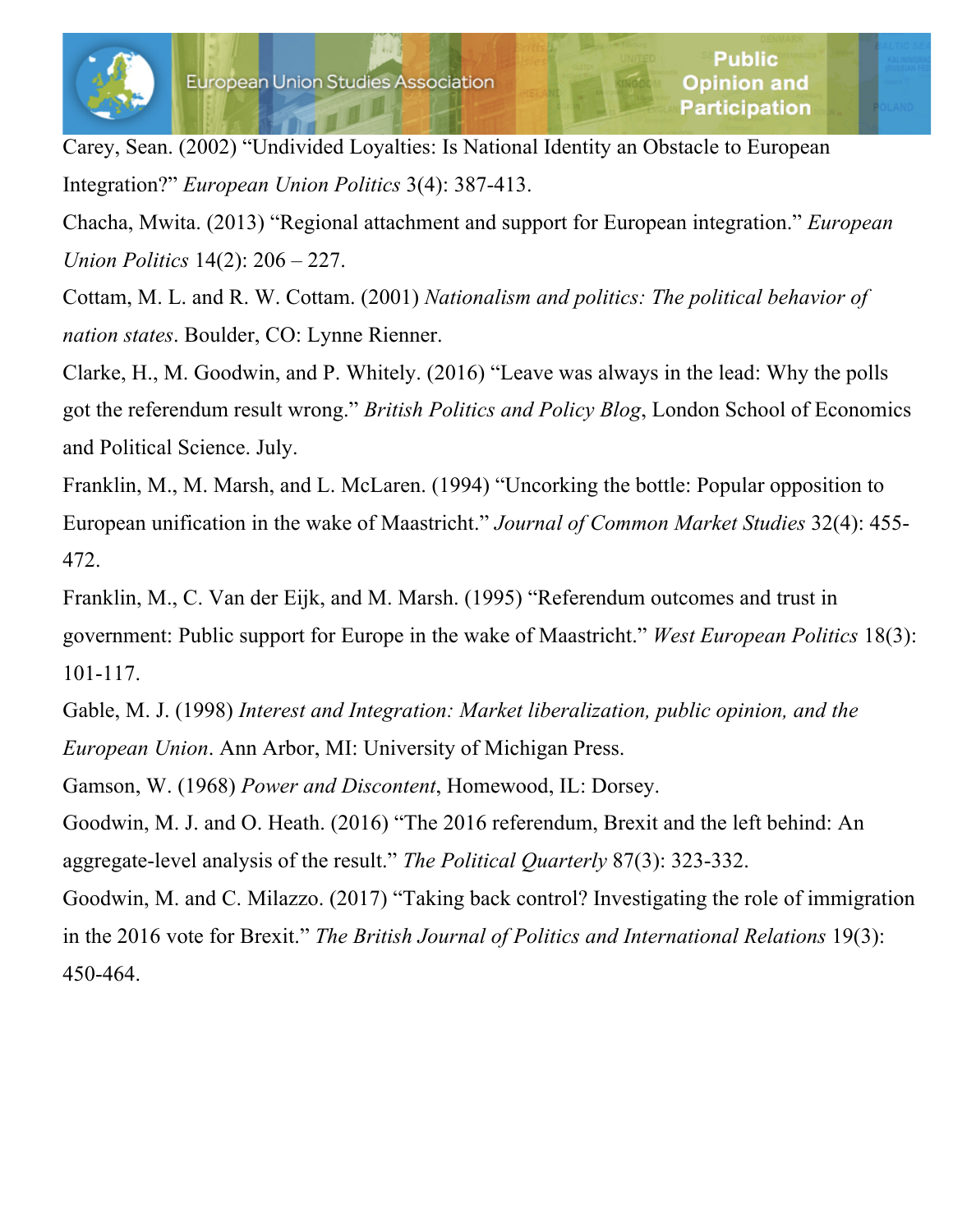Carey, Sean. (2002) “Undivided Loyalties: Is National Identity an Obstacle to European Integration?” *European Union Politics* 3(4): 387-413.

Chacha, Mwita. (2013) “Regional attachment and support for European integration.” *European Union Politics* 14(2): 206 – 227.

Cottam, M. L. and R. W. Cottam. (2001) *Nationalism and politics: The political behavior of nation states*. Boulder, CO: Lynne Rienner.

Clarke, H., M. Goodwin, and P. Whitely. (2016) “Leave was always in the lead: Why the polls got the referendum result wrong.” *British Politics and Policy Blog*, London School of Economics and Political Science. July.

Franklin, M., M. Marsh, and L. McLaren. (1994) “Uncorking the bottle: Popular opposition to European unification in the wake of Maastricht.” *Journal of Common Market Studies* 32(4): 455-472.

Franklin, M., C. Van der Eijk, and M. Marsh. (1995) “Referendum outcomes and trust in government: Public support for Europe in the wake of Maastricht.” *West European Politics* 18(3): 101-117.

Gable, M. J. (1998) *Interest and Integration: Market liberalization, public opinion, and the European Union*. Ann Arbor, MI: University of Michigan Press.

Gamson, W. (1968) *Power and Discontent*, Homewood, IL: Dorsey.

Goodwin, M. J. and O. Heath. (2016) “The 2016 referendum, Brexit and the left behind: An aggregate-level analysis of the result.” *The Political Quarterly* 87(3): 323-332.

Goodwin, M. and C. Milazzo. (2017) “Taking back control? Investigating the role of immigration in the 2016 vote for Brexit.” *The British Journal of Politics and International Relations* 19(3): 450-464.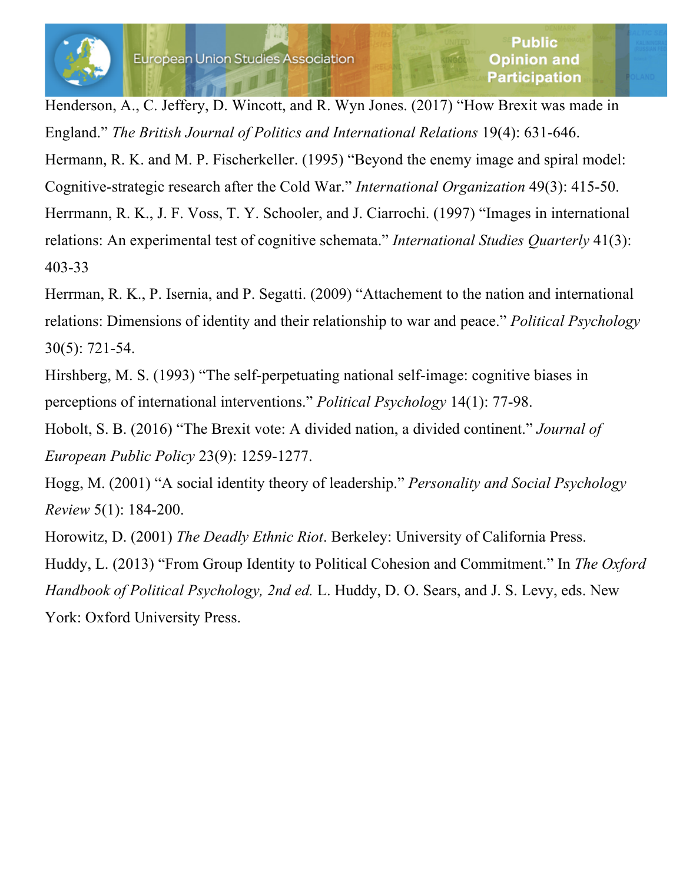Henderson, A., C. Jeffery, D. Wincott, and R. Wyn Jones. (2017) "How Brexit was made in England." *The British Journal of Politics and International Relations* 19(4): 631-646.

Hermann, R. K. and M. P. Fischerkeller. (1995) "Beyond the enemy image and spiral model: Cognitive-strategic research after the Cold War." *International Organization* 49(3): 415-50.

Herrmann, R. K., J. F. Voss, T. Y. Schooler, and J. Ciarrochi. (1997) "Images in international relations: An experimental test of cognitive schemata." *International Studies Quarterly* 41(3): 403-33

Herrman, R. K., P. Isernia, and P. Segatti. (2009) "Attachement to the nation and international relations: Dimensions of identity and their relationship to war and peace." *Political Psychology* 30(5): 721-54.

Hirshberg, M. S. (1993) "The self-perpetuating national self-image: cognitive biases in perceptions of international interventions." *Political Psychology* 14(1): 77-98.

Hobolt, S. B. (2016) "The Brexit vote: A divided nation, a divided continent." *Journal of European Public Policy* 23(9): 1259-1277.

Hogg, M. (2001) "A social identity theory of leadership." *Personality and Social Psychology Review* 5(1): 184-200.

Horowitz, D. (2001) *The Deadly Ethnic Riot*. Berkeley: University of California Press.

Huddy, L. (2013) "From Group Identity to Political Cohesion and Commitment." In *The Oxford Handbook of Political Psychology, 2nd ed.* L. Huddy, D. O. Sears, and J. S. Levy, eds. New York: Oxford University Press.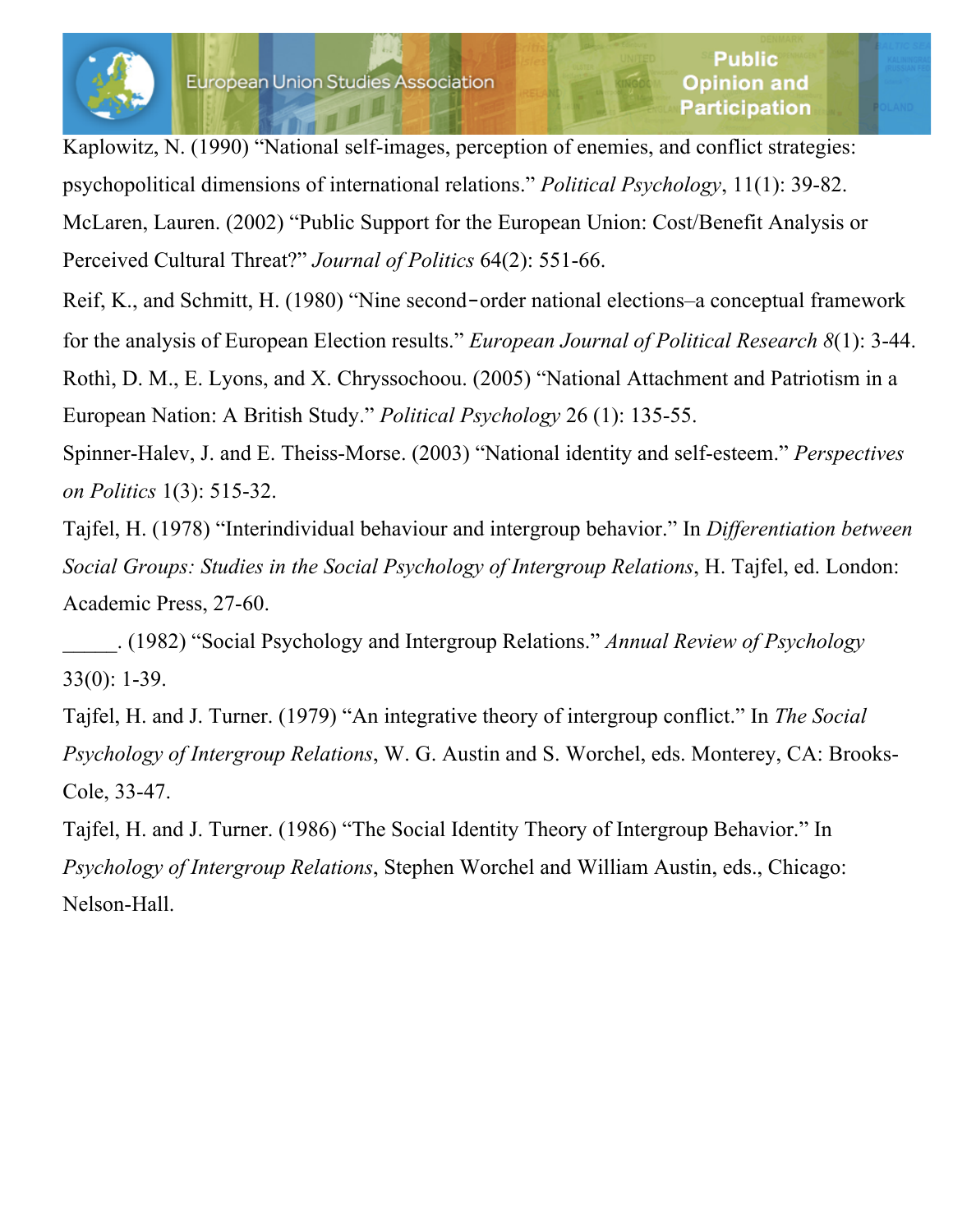Kaplowitz, N. (1990) “National self-images, perception of enemies, and conflict strategies: psychopolitical dimensions of international relations.” *Political Psychology*, 11(1): 39-82.

McLaren, Lauren. (2002) “Public Support for the European Union: Cost/Benefit Analysis or Perceived Cultural Threat?” *Journal of Politics* 64(2): 551-66.

Reif, K., and Schmitt, H. (1980) “Nine second‐order national elections–a conceptual framework for the analysis of European Election results.” *European Journal of Political Research 8*(1): 3-44.

Rothì, D. M., E. Lyons, and X. Chryssochoou. (2005) “National Attachment and Patriotism in a European Nation: A British Study.” *Political Psychology* 26 (1): 135-55.

Spinner-Halev, J. and E. Theiss-Morse. (2003) “National identity and self-esteem.” *Perspectives on Politics* 1(3): 515-32.

Tajfel, H. (1978) “Interindividual behaviour and intergroup behavior.” In *Differentiation between Social Groups: Studies in the Social Psychology of Intergroup Relations*, H. Tajfel, ed. London: Academic Press, 27-60.

_____. (1982) “Social Psychology and Intergroup Relations.” *Annual Review of Psychology* 33(0): 1-39.

Tajfel, H. and J. Turner. (1979) “An integrative theory of intergroup conflict.” In *The Social Psychology of Intergroup Relations*, W. G. Austin and S. Worchel, eds. Monterey, CA: Brooks-Cole, 33-47.

Tajfel, H. and J. Turner. (1986) “The Social Identity Theory of Intergroup Behavior.” In *Psychology of Intergroup Relations*, Stephen Worchel and William Austin, eds., Chicago: Nelson-Hall.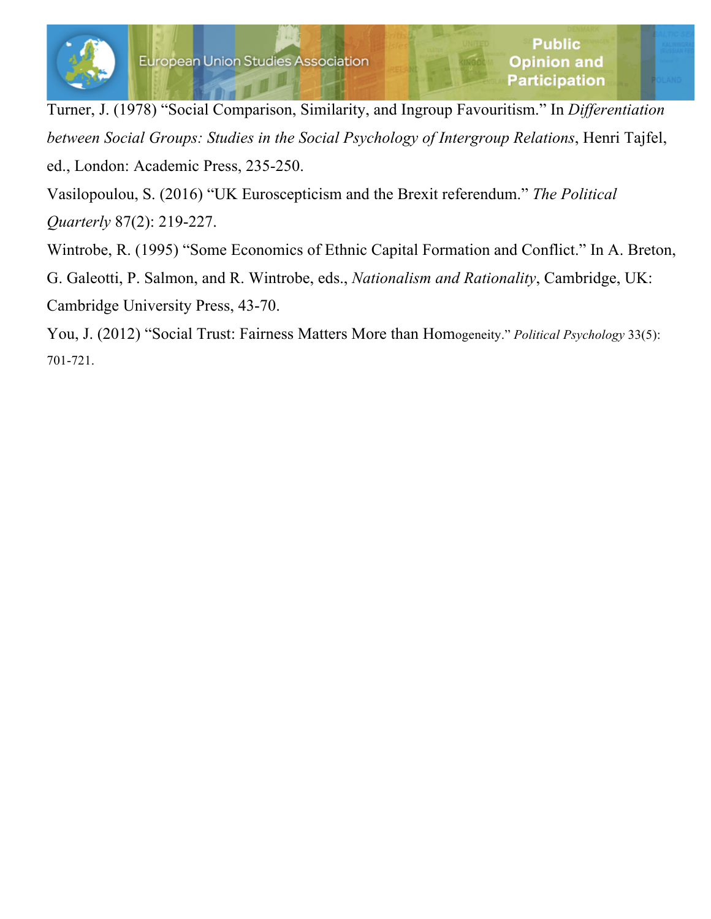Turner, J. (1978) "Social Comparison, Similarity, and Ingroup Favouritism." In *Differentiation between Social Groups: Studies in the Social Psychology of Intergroup Relations*, Henri Tajfel, ed., London: Academic Press, 235-250.

Vasilopoulou, S. (2016) "UK Euroscepticism and the Brexit referendum." *The Political Quarterly* 87(2): 219-227.

Wintrobe, R. (1995) "Some Economics of Ethnic Capital Formation and Conflict." In A. Breton, G. Galeotti, P. Salmon, and R. Wintrobe, eds., *Nationalism and Rationality*, Cambridge, UK: Cambridge University Press, 43-70.

You, J. (2012) "Social Trust: Fairness Matters More than Homogeneity." *Political Psychology* 33(5): 701-721.